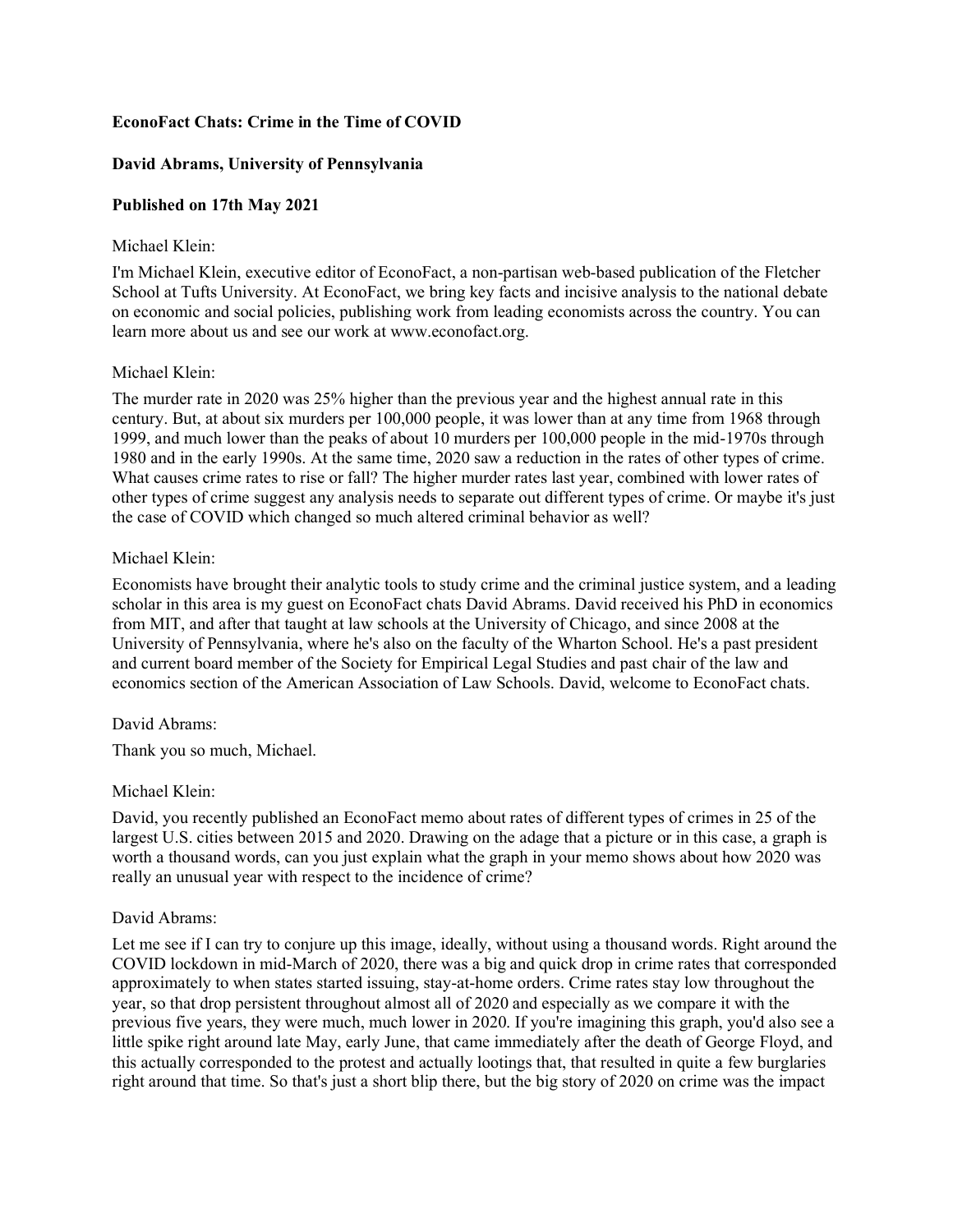**EconoFact Chats: Crime in the Time of COVID**

**David Abrams, University of Pennsylvania**

**Published on 17th May 2021**

Michael Klein:

I'm Michael Klein, executive editor of EconoFact, a non-partisan web-based publication of the Fletcher School at Tufts University. At EconoFact, we bring key facts and incisive analysis to the national debate on economic and social policies, publishing work from leading economists across the country. You can learn more about us and see our work at www.econofact.org.

Michael Klein:

The murder rate in 2020 was 25% higher than the previous year and the highest annual rate in this century. But, at about six murders per 100,000 people, it was lower than at any time from 1968 through 1999, and much lower than the peaks of about 10 murders per 100,000 people in the mid-1970s through 1980 and in the early 1990s. At the same time, 2020 saw a reduction in the rates of other types of crime. What causes crime rates to rise or fall? The higher murder rates last year, combined with lower rates of other types of crime suggest any analysis needs to separate out different types of crime. Or maybe it's just the case of COVID which changed so much altered criminal behavior as well?

Michael Klein:

Economists have brought their analytic tools to study crime and the criminal justice system, and a leading scholar in this area is my guest on EconoFact chats David Abrams. David received his PhD in economics from MIT, and after that taught at law schools at the University of Chicago, and since 2008 at the University of Pennsylvania, where he's also on the faculty of the Wharton School. He's a past president and current board member of the Society for Empirical Legal Studies and past chair of the law and economics section of the American Association of Law Schools. David, welcome to EconoFact chats.

David Abrams:

Thank you so much, Michael.

Michael Klein:

David, you recently published an EconoFact memo about rates of different types of crimes in 25 of the largest U.S. cities between 2015 and 2020. Drawing on the adage that a picture or in this case, a graph is worth a thousand words, can you just explain what the graph in your memo shows about how 2020 was really an unusual year with respect to the incidence of crime?

David Abrams:

Let me see if I can try to conjure up this image, ideally, without using a thousand words. Right around the COVID lockdown in mid-March of 2020, there was a big and quick drop in crime rates that corresponded approximately to when states started issuing, stay-at-home orders. Crime rates stay low throughout the year, so that drop persistent throughout almost all of 2020 and especially as we compare it with the previous five years, they were much, much lower in 2020. If you're imagining this graph, you'd also see a little spike right around late May, early June, that came immediately after the death of George Floyd, and this actually corresponded to the protest and actually lootings that, that resulted in quite a few burglaries right around that time. So that's just a short blip there, but the big story of 2020 on crime was the impact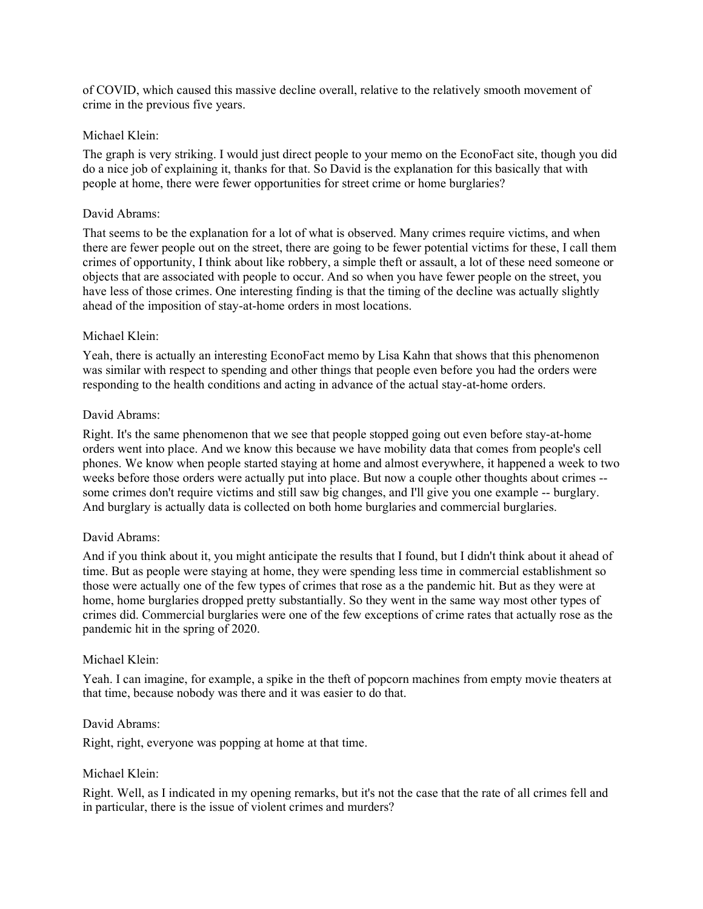of COVID, which caused this massive decline overall, relative to the relatively smooth movement of crime in the previous five years.

Michael Klein:

The graph is very striking. I would just direct people to your memo on the EconoFact site, though you did do a nice job of explaining it, thanks for that. So David is the explanation for this basically that with people at home, there were fewer opportunities for street crime or home burglaries?

David Abrams:

That seems to be the explanation for a lot of what is observed. Many crimes require victims, and when there are fewer people out on the street, there are going to be fewer potential victims for these, I call them crimes of opportunity, I think about like robbery, a simple theft or assault, a lot of these need someone or objects that are associated with people to occur. And so when you have fewer people on the street, you have less of those crimes. One interesting finding is that the timing of the decline was actually slightly ahead of the imposition of stay-at-home orders in most locations.

Michael Klein:

Yeah, there is actually an interesting EconoFact memo by Lisa Kahn that shows that this phenomenon was similar with respect to spending and other things that people even before you had the orders were responding to the health conditions and acting in advance of the actual stay-at-home orders.

David Abrams:

Right. It's the same phenomenon that we see that people stopped going out even before stay-at-home orders went into place. And we know this because we have mobility data that comes from people's cell phones. We know when people started staying at home and almost everywhere, it happened a week to two weeks before those orders were actually put into place. But now a couple other thoughts about crimes -- some crimes don't require victims and still saw big changes, and I'll give you one example -- burglary. And burglary is actually data is collected on both home burglaries and commercial burglaries.

David Abrams:

And if you think about it, you might anticipate the results that I found, but I didn't think about it ahead of time. But as people were staying at home, they were spending less time in commercial establishment so those were actually one of the few types of crimes that rose as a the pandemic hit. But as they were at home, home burglaries dropped pretty substantially. So they went in the same way most other types of crimes did. Commercial burglaries were one of the few exceptions of crime rates that actually rose as the pandemic hit in the spring of 2020.

Michael Klein:

Yeah. I can imagine, for example, a spike in the theft of popcorn machines from empty movie theaters at that time, because nobody was there and it was easier to do that.

David Abrams:

Right, right, everyone was popping at home at that time.

Michael Klein:

Right. Well, as I indicated in my opening remarks, but it's not the case that the rate of all crimes fell and in particular, there is the issue of violent crimes and murders?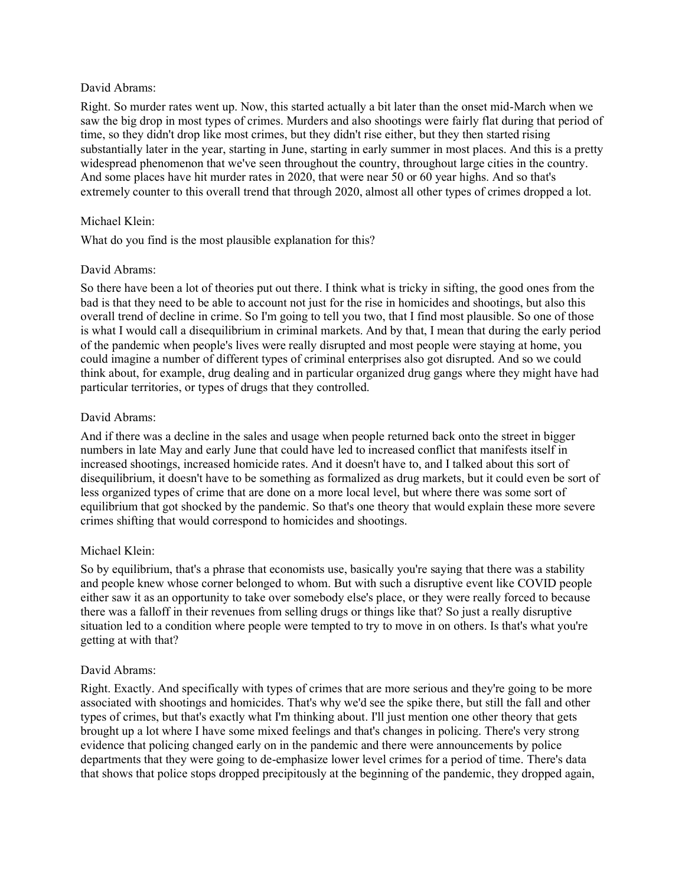David Abrams:

Right. So murder rates went up. Now, this started actually a bit later than the onset mid-March when we saw the big drop in most types of crimes. Murders and also shootings were fairly flat during that period of time, so they didn't drop like most crimes, but they didn't rise either, but they then started rising substantially later in the year, starting in June, starting in early summer in most places. And this is a pretty widespread phenomenon that we've seen throughout the country, throughout large cities in the country. And some places have hit murder rates in 2020, that were near 50 or 60 year highs. And so that's extremely counter to this overall trend that through 2020, almost all other types of crimes dropped a lot.

Michael Klein:

What do you find is the most plausible explanation for this?

David Abrams:

So there have been a lot of theories put out there. I think what is tricky in sifting, the good ones from the bad is that they need to be able to account not just for the rise in homicides and shootings, but also this overall trend of decline in crime. So I'm going to tell you two, that I find most plausible. So one of those is what I would call a disequilibrium in criminal markets. And by that, I mean that during the early period of the pandemic when people's lives were really disrupted and most people were staying at home, you could imagine a number of different types of criminal enterprises also got disrupted. And so we could think about, for example, drug dealing and in particular organized drug gangs where they might have had particular territories, or types of drugs that they controlled.

David Abrams:

And if there was a decline in the sales and usage when people returned back onto the street in bigger numbers in late May and early June that could have led to increased conflict that manifests itself in increased shootings, increased homicide rates. And it doesn't have to, and I talked about this sort of disequilibrium, it doesn't have to be something as formalized as drug markets, but it could even be sort of less organized types of crime that are done on a more local level, but where there was some sort of equilibrium that got shocked by the pandemic. So that's one theory that would explain these more severe crimes shifting that would correspond to homicides and shootings.

Michael Klein:

So by equilibrium, that's a phrase that economists use, basically you're saying that there was a stability and people knew whose corner belonged to whom. But with such a disruptive event like COVID people either saw it as an opportunity to take over somebody else's place, or they were really forced to because there was a falloff in their revenues from selling drugs or things like that? So just a really disruptive situation led to a condition where people were tempted to try to move in on others. Is that's what you're getting at with that?

David Abrams:

Right. Exactly. And specifically with types of crimes that are more serious and they're going to be more associated with shootings and homicides. That's why we'd see the spike there, but still the fall and other types of crimes, but that's exactly what I'm thinking about. I'll just mention one other theory that gets brought up a lot where I have some mixed feelings and that's changes in policing. There's very strong evidence that policing changed early on in the pandemic and there were announcements by police departments that they were going to de-emphasize lower level crimes for a period of time. There's data that shows that police stops dropped precipitously at the beginning of the pandemic, they dropped again,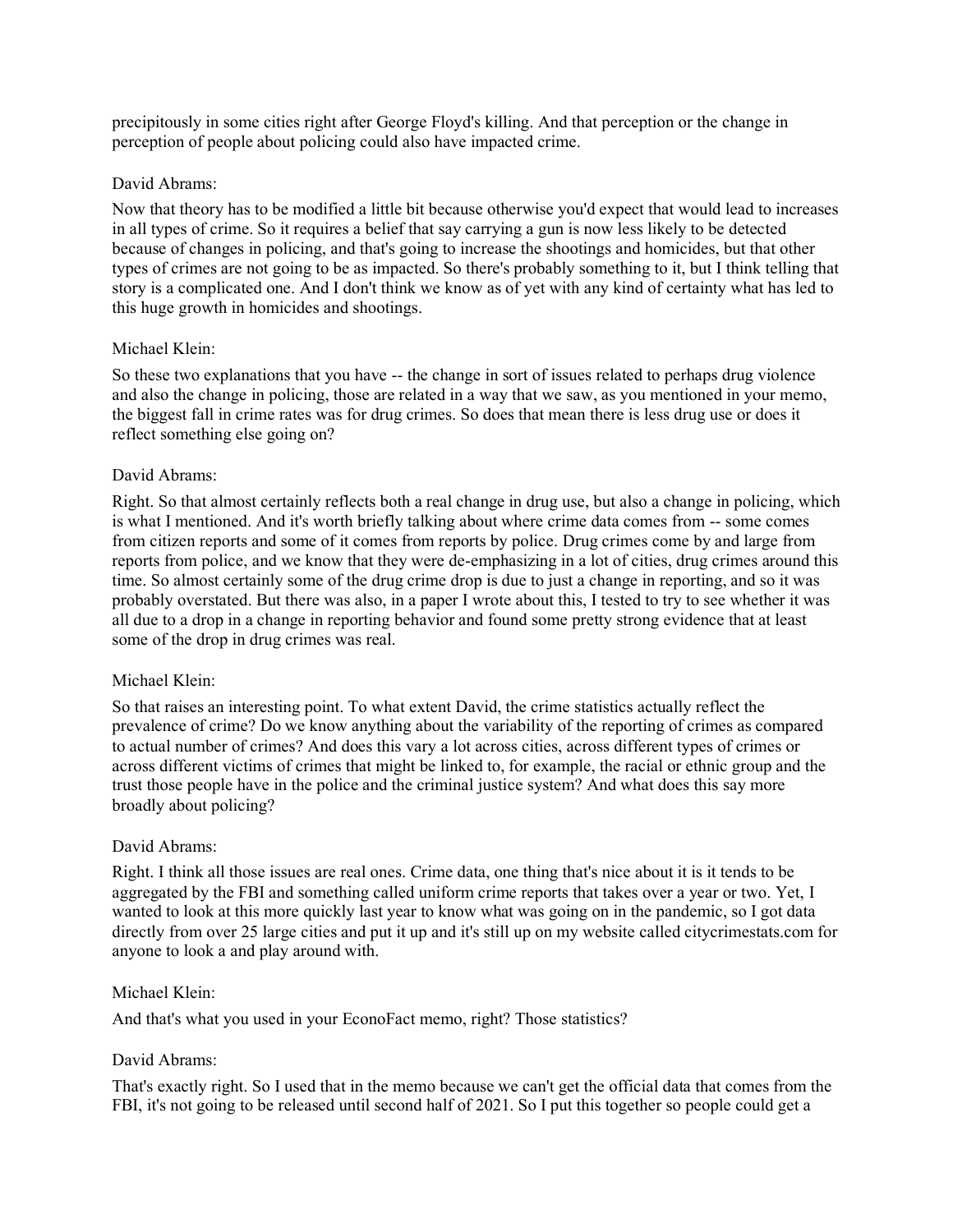precipitously in some cities right after George Floyd's killing. And that perception or the change in perception of people about policing could also have impacted crime.

David Abrams:

Now that theory has to be modified a little bit because otherwise you'd expect that would lead to increases in all types of crime. So it requires a belief that say carrying a gun is now less likely to be detected because of changes in policing, and that's going to increase the shootings and homicides, but that other types of crimes are not going to be as impacted. So there's probably something to it, but I think telling that story is a complicated one. And I don't think we know as of yet with any kind of certainty what has led to this huge growth in homicides and shootings.

Michael Klein:

So these two explanations that you have -- the change in sort of issues related to perhaps drug violence and also the change in policing, those are related in a way that we saw, as you mentioned in your memo, the biggest fall in crime rates was for drug crimes. So does that mean there is less drug use or does it reflect something else going on?

David Abrams:

Right. So that almost certainly reflects both a real change in drug use, but also a change in policing, which is what I mentioned. And it's worth briefly talking about where crime data comes from -- some comes from citizen reports and some of it comes from reports by police. Drug crimes come by and large from reports from police, and we know that they were de-emphasizing in a lot of cities, drug crimes around this time. So almost certainly some of the drug crime drop is due to just a change in reporting, and so it was probably overstated. But there was also, in a paper I wrote about this, I tested to try to see whether it was all due to a drop in a change in reporting behavior and found some pretty strong evidence that at least some of the drop in drug crimes was real.

Michael Klein:

So that raises an interesting point. To what extent David, the crime statistics actually reflect the prevalence of crime? Do we know anything about the variability of the reporting of crimes as compared to actual number of crimes? And does this vary a lot across cities, across different types of crimes or across different victims of crimes that might be linked to, for example, the racial or ethnic group and the trust those people have in the police and the criminal justice system? And what does this say more broadly about policing?

David Abrams:

Right. I think all those issues are real ones. Crime data, one thing that's nice about it is it tends to be aggregated by the FBI and something called uniform crime reports that takes over a year or two. Yet, I wanted to look at this more quickly last year to know what was going on in the pandemic, so I got data directly from over 25 large cities and put it up and it's still up on my website called citycrimestats.com for anyone to look a and play around with.

Michael Klein:

And that's what you used in your EconoFact memo, right? Those statistics?

David Abrams:

That's exactly right. So I used that in the memo because we can't get the official data that comes from the FBI, it's not going to be released until second half of 2021. So I put this together so people could get a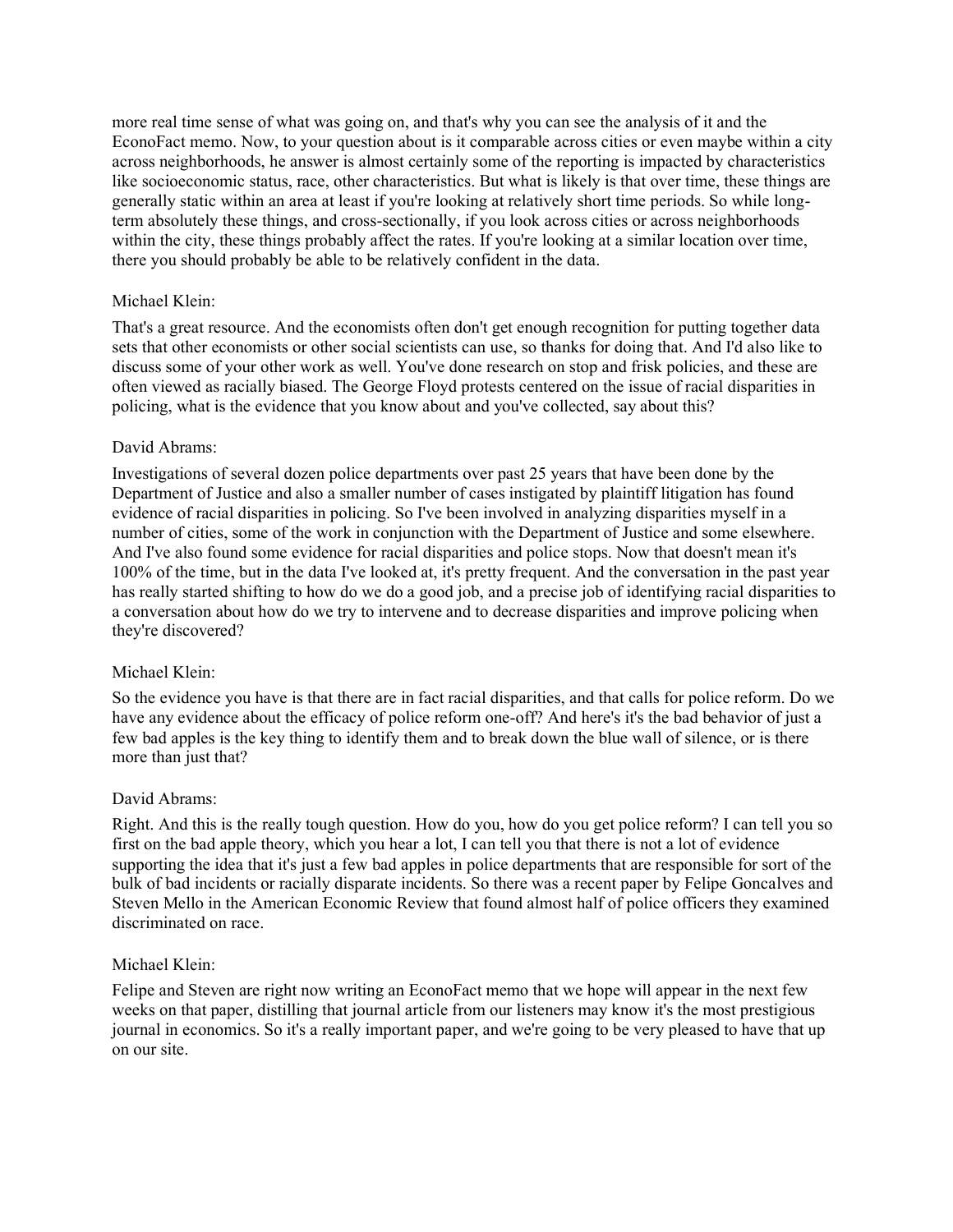more real time sense of what was going on, and that's why you can see the analysis of it and the EconoFact memo. Now, to your question about is it comparable across cities or even maybe within a city across neighborhoods, he answer is almost certainly some of the reporting is impacted by characteristics like socioeconomic status, race, other characteristics. But what is likely is that over time, these things are generally static within an area at least if you're looking at relatively short time periods. So while long-term absolutely these things, and cross-sectionally, if you look across cities or across neighborhoods within the city, these things probably affect the rates. If you're looking at a similar location over time, there you should probably be able to be relatively confident in the data.

Michael Klein:

That's a great resource. And the economists often don't get enough recognition for putting together data sets that other economists or other social scientists can use, so thanks for doing that. And I'd also like to discuss some of your other work as well. You've done research on stop and frisk policies, and these are often viewed as racially biased. The George Floyd protests centered on the issue of racial disparities in policing, what is the evidence that you know about and you've collected, say about this?

David Abrams:

Investigations of several dozen police departments over past 25 years that have been done by the Department of Justice and also a smaller number of cases instigated by plaintiff litigation has found evidence of racial disparities in policing. So I've been involved in analyzing disparities myself in a number of cities, some of the work in conjunction with the Department of Justice and some elsewhere. And I've also found some evidence for racial disparities and police stops. Now that doesn't mean it's 100% of the time, but in the data I've looked at, it's pretty frequent. And the conversation in the past year has really started shifting to how do we do a good job, and a precise job of identifying racial disparities to a conversation about how do we try to intervene and to decrease disparities and improve policing when they're discovered?

Michael Klein:

So the evidence you have is that there are in fact racial disparities, and that calls for police reform. Do we have any evidence about the efficacy of police reform one-off? And here's it's the bad behavior of just a few bad apples is the key thing to identify them and to break down the blue wall of silence, or is there more than just that?

David Abrams:

Right. And this is the really tough question. How do you, how do you get police reform? I can tell you so first on the bad apple theory, which you hear a lot, I can tell you that there is not a lot of evidence supporting the idea that it's just a few bad apples in police departments that are responsible for sort of the bulk of bad incidents or racially disparate incidents. So there was a recent paper by Felipe Goncalves and Steven Mello in the American Economic Review that found almost half of police officers they examined discriminated on race.

Michael Klein:

Felipe and Steven are right now writing an EconoFact memo that we hope will appear in the next few weeks on that paper, distilling that journal article from our listeners may know it's the most prestigious journal in economics. So it's a really important paper, and we're going to be very pleased to have that up on our site.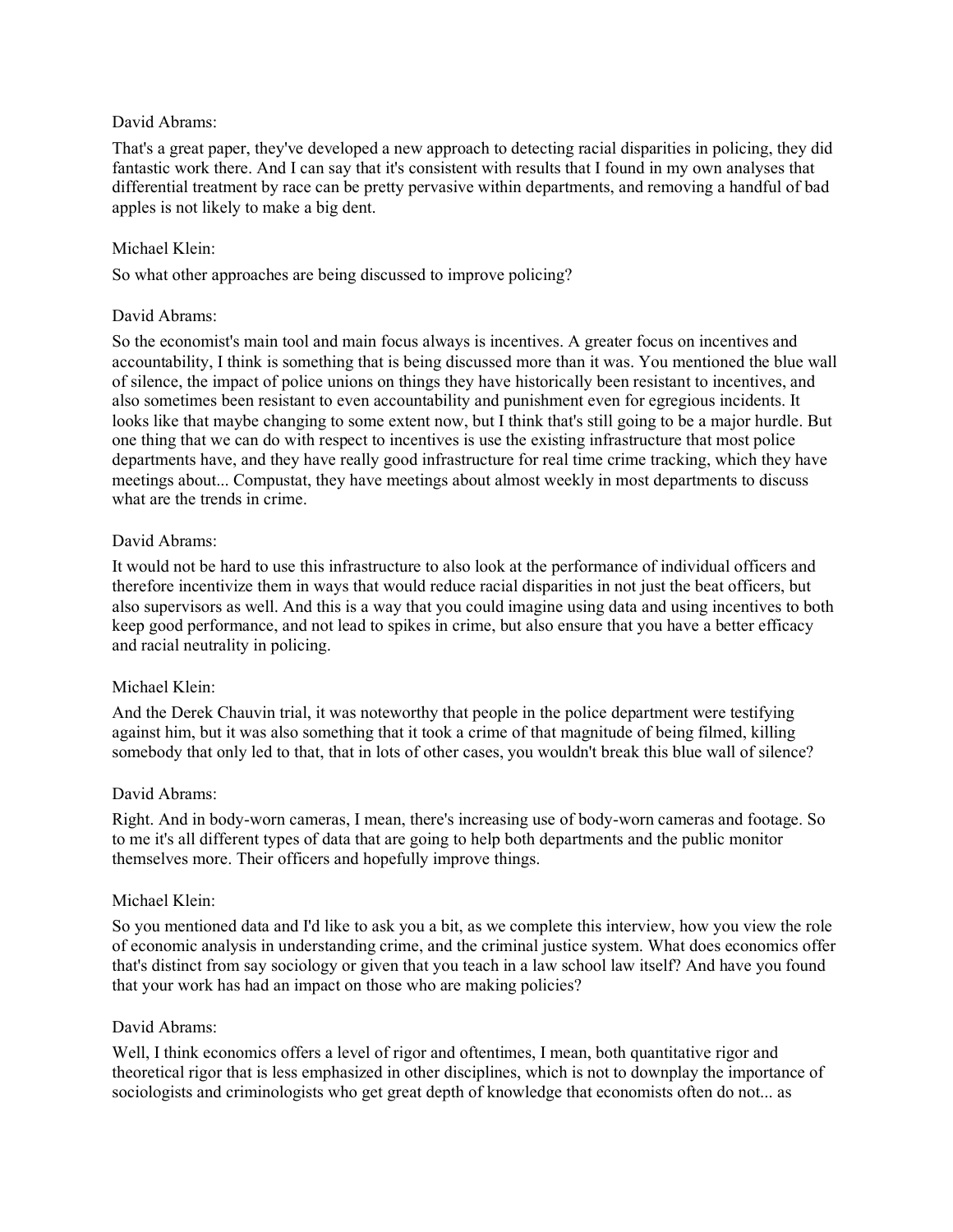David Abrams:

That's a great paper, they've developed a new approach to detecting racial disparities in policing, they did fantastic work there. And I can say that it's consistent with results that I found in my own analyses that differential treatment by race can be pretty pervasive within departments, and removing a handful of bad apples is not likely to make a big dent.

Michael Klein:

So what other approaches are being discussed to improve policing?

David Abrams:

So the economist's main tool and main focus always is incentives. A greater focus on incentives and accountability, I think is something that is being discussed more than it was. You mentioned the blue wall of silence, the impact of police unions on things they have historically been resistant to incentives, and also sometimes been resistant to even accountability and punishment even for egregious incidents. It looks like that maybe changing to some extent now, but I think that's still going to be a major hurdle. But one thing that we can do with respect to incentives is use the existing infrastructure that most police departments have, and they have really good infrastructure for real time crime tracking, which they have meetings about... Compustat, they have meetings about almost weekly in most departments to discuss what are the trends in crime.

David Abrams:

It would not be hard to use this infrastructure to also look at the performance of individual officers and therefore incentivize them in ways that would reduce racial disparities in not just the beat officers, but also supervisors as well. And this is a way that you could imagine using data and using incentives to both keep good performance, and not lead to spikes in crime, but also ensure that you have a better efficacy and racial neutrality in policing.

Michael Klein:

And the Derek Chauvin trial, it was noteworthy that people in the police department were testifying against him, but it was also something that it took a crime of that magnitude of being filmed, killing somebody that only led to that, that in lots of other cases, you wouldn't break this blue wall of silence?

David Abrams:

Right. And in body-worn cameras, I mean, there's increasing use of body-worn cameras and footage. So to me it's all different types of data that are going to help both departments and the public monitor themselves more. Their officers and hopefully improve things.

Michael Klein:

So you mentioned data and I'd like to ask you a bit, as we complete this interview, how you view the role of economic analysis in understanding crime, and the criminal justice system. What does economics offer that's distinct from say sociology or given that you teach in a law school law itself? And have you found that your work has had an impact on those who are making policies?

David Abrams:

Well, I think economics offers a level of rigor and oftentimes, I mean, both quantitative rigor and theoretical rigor that is less emphasized in other disciplines, which is not to downplay the importance of sociologists and criminologists who get great depth of knowledge that economists often do not... as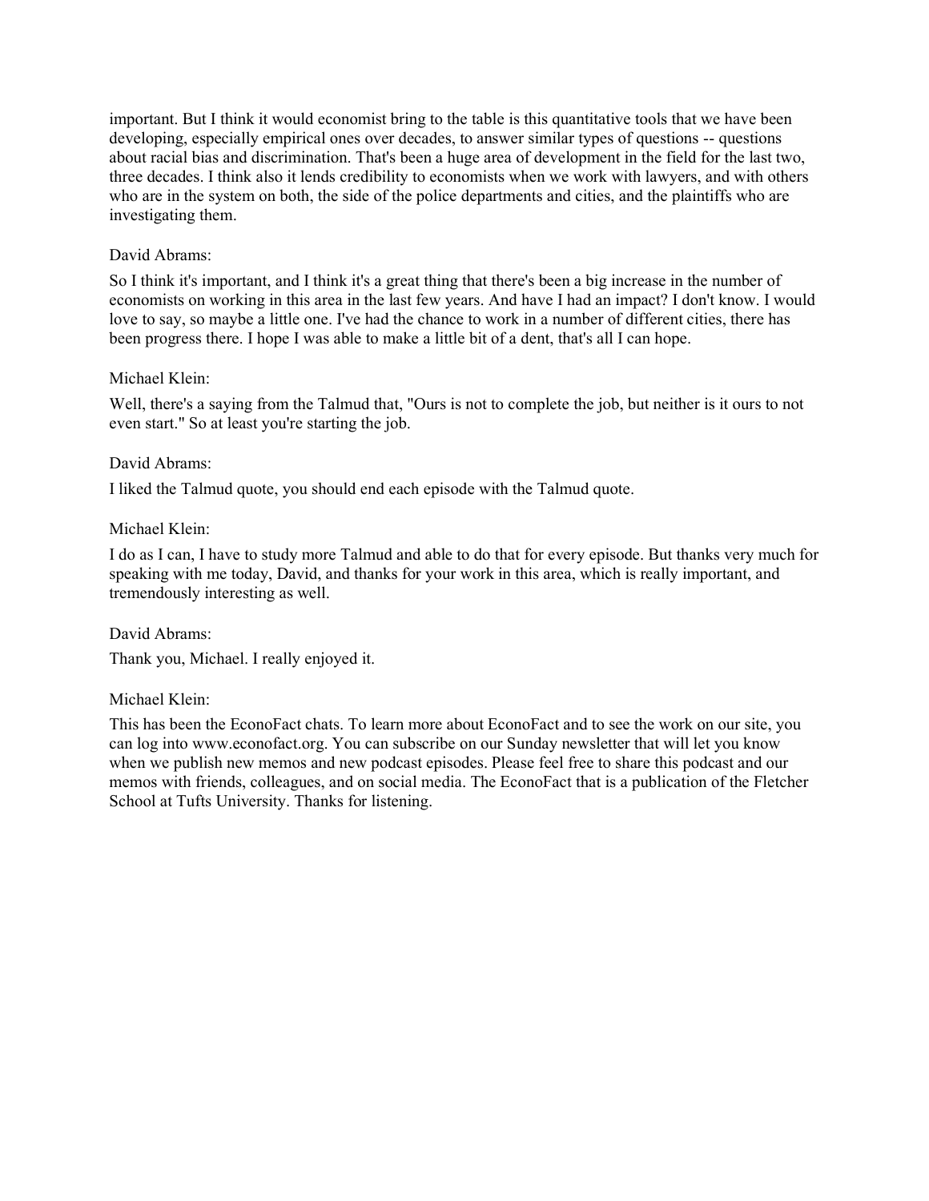important. But I think it would economist bring to the table is this quantitative tools that we have been developing, especially empirical ones over decades, to answer similar types of questions -- questions about racial bias and discrimination. That's been a huge area of development in the field for the last two, three decades. I think also it lends credibility to economists when we work with lawyers, and with others who are in the system on both, the side of the police departments and cities, and the plaintiffs who are investigating them.

David Abrams:

So I think it's important, and I think it's a great thing that there's been a big increase in the number of economists on working in this area in the last few years. And have I had an impact? I don't know. I would love to say, so maybe a little one. I've had the chance to work in a number of different cities, there has been progress there. I hope I was able to make a little bit of a dent, that's all I can hope.

Michael Klein:

Well, there's a saying from the Talmud that, "Ours is not to complete the job, but neither is it ours to not even start." So at least you're starting the job.

David Abrams:

I liked the Talmud quote, you should end each episode with the Talmud quote.

Michael Klein:

I do as I can, I have to study more Talmud and able to do that for every episode. But thanks very much for speaking with me today, David, and thanks for your work in this area, which is really important, and tremendously interesting as well.

David Abrams:

Thank you, Michael. I really enjoyed it.

Michael Klein:

This has been the EconoFact chats. To learn more about EconoFact and to see the work on our site, you can log into www.econofact.org. You can subscribe on our Sunday newsletter that will let you know when we publish new memos and new podcast episodes. Please feel free to share this podcast and our memos with friends, colleagues, and on social media. The EconoFact that is a publication of the Fletcher School at Tufts University. Thanks for listening.